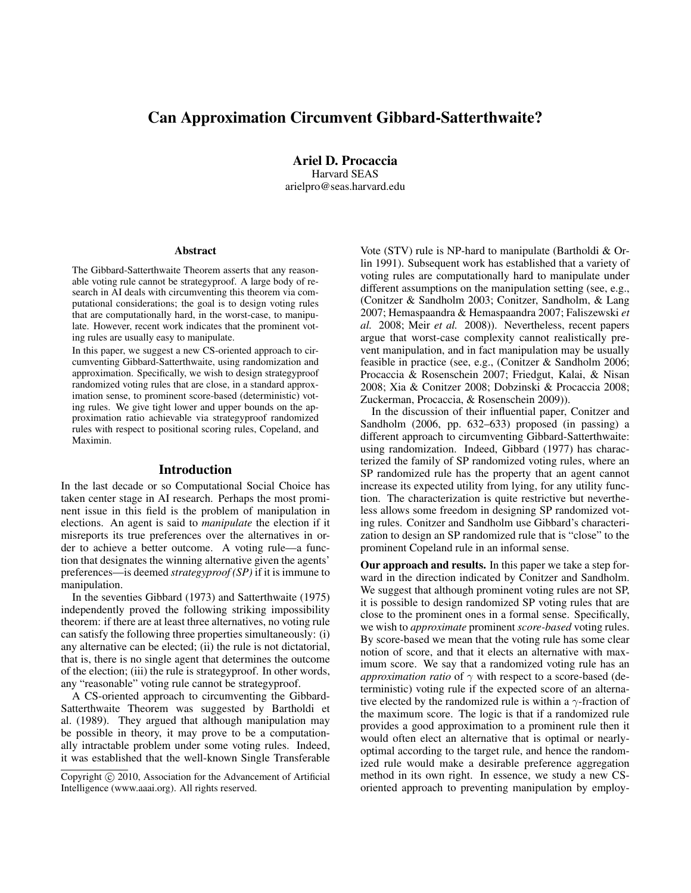# Can Approximation Circumvent Gibbard-Satterthwaite?

**Ariel D. Procaccia**
Harvard SEAS
arielpro@seas.harvard.edu

## Abstract

The Gibbard-Satterthwaite Theorem asserts that any reasonable voting rule cannot be strategyproof. A large body of research in AI deals with circumventing this theorem via computational considerations; the goal is to design voting rules that are computationally hard, in the worst-case, to manipulate. However, recent work indicates that the prominent voting rules are usually easy to manipulate.

In this paper, we suggest a new CS-oriented approach to circumventing Gibbard-Satterthwaite, using randomization and approximation. Specifically, we wish to design strategyproof randomized voting rules that are close, in a standard approximation sense, to prominent score-based (deterministic) voting rules. We give tight lower and upper bounds on the approximation ratio achievable via strategyproof randomized rules with respect to positional scoring rules, Copeland, and Maximin.

## Introduction

In the last decade or so Computational Social Choice has taken center stage in AI research. Perhaps the most prominent issue in this field is the problem of manipulation in elections. An agent is said to *manipulate* the election if it misreports its true preferences over the alternatives in order to achieve a better outcome. A voting rule—a function that designates the winning alternative given the agents' preferences—is deemed *strategyproof (SP)* if it is immune to manipulation.

In the seventies Gibbard (1973) and Satterthwaite (1975) independently proved the following striking impossibility theorem: if there are at least three alternatives, no voting rule can satisfy the following three properties simultaneously: (i) any alternative can be elected; (ii) the rule is not dictatorial, that is, there is no single agent that determines the outcome of the election; (iii) the rule is strategyproof. In other words, any "reasonable" voting rule cannot be strategyproof.

A CS-oriented approach to circumventing the Gibbard-Satterthwaite Theorem was suggested by Bartholdi et al. (1989). They argued that although manipulation may be possible in theory, it may prove to be a computationally intractable problem under some voting rules. Indeed, it was established that the well-known Single Transferable Vote (STV) rule is NP-hard to manipulate (Bartholdi & Orlin 1991). Subsequent work has established that a variety of voting rules are computationally hard to manipulate under different assumptions on the manipulation setting (see, e.g., (Conitzer & Sandholm 2003; Conitzer, Sandholm, & Lang 2007; Hemaspaandra & Hemaspaandra 2007; Faliszewski *et al.* 2008; Meir *et al.* 2008)). Nevertheless, recent papers argue that worst-case complexity cannot realistically prevent manipulation, and in fact manipulation may be usually feasible in practice (see, e.g., (Conitzer & Sandholm 2006; Procaccia & Rosenschein 2007; Friedgut, Kalai, & Nisan 2008; Xia & Conitzer 2008; Dobzinski & Procaccia 2008; Zuckerman, Procaccia, & Rosenschein 2009)).

In the discussion of their influential paper, Conitzer and Sandholm (2006, pp. 632–633) proposed (in passing) a different approach to circumventing Gibbard-Satterthwaite: using randomization. Indeed, Gibbard (1977) has characterized the family of SP randomized voting rules, where an SP randomized rule has the property that an agent cannot increase its expected utility from lying, for any utility function. The characterization is quite restrictive but nevertheless allows some freedom in designing SP randomized voting rules. Conitzer and Sandholm use Gibbard's characterization to design an SP randomized rule that is "close" to the prominent Copeland rule in an informal sense.

**Our approach and results.** In this paper we take a step forward in the direction indicated by Conitzer and Sandholm. We suggest that although prominent voting rules are not SP, it is possible to design randomized SP voting rules that are close to the prominent ones in a formal sense. Specifically, we wish to *approximate* prominent *score-based* voting rules. By score-based we mean that the voting rule has some clear notion of score, and that it elects an alternative with maximum score. We say that a randomized voting rule has an *approximation ratio* of $\gamma$ with respect to a score-based (deterministic) voting rule if the expected score of an alternative elected by the randomized rule is within a $\gamma$-fraction of the maximum score. The logic is that if a randomized rule provides a good approximation to a prominent rule then it would often elect an alternative that is optimal or nearly-optimal according to the target rule, and hence the randomized rule would make a desirable preference aggregation method in its own right. In essence, we study a new CS-oriented approach to preventing manipulation by employ-

Copyright © 2010, Association for the Advancement of Artificial Intelligence (www.aaai.org). All rights reserved.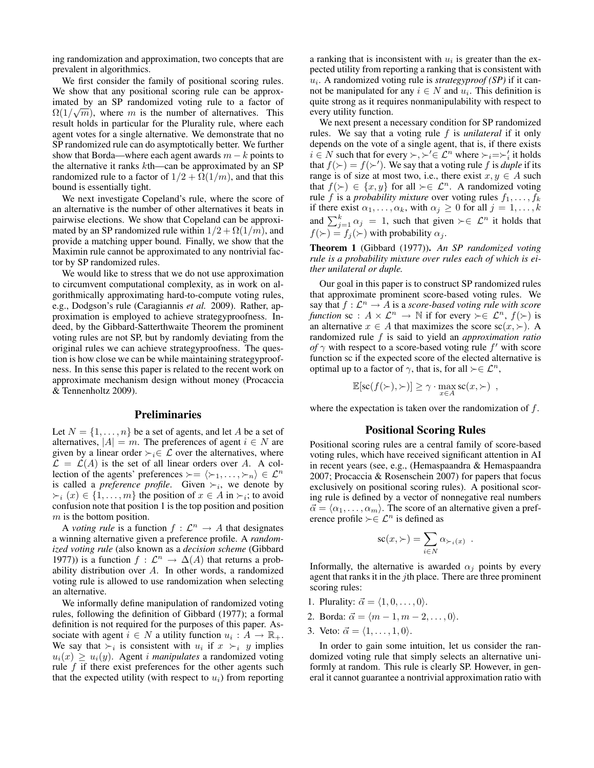ing randomization and approximation, two concepts that are prevalent in algorithmics.

We first consider the family of positional scoring rules. We show that any positional scoring rule can be approximated by an SP randomized voting rule to a factor of $\Omega(1/\sqrt{m})$, where $m$ is the number of alternatives. This result holds in particular for the Plurality rule, where each agent votes for a single alternative. We demonstrate that no SP randomized rule can do asymptotically better. We further show that Borda—where each agent awards $m-k$ points to the alternative it ranks $k$th—can be approximated by an SP randomized rule to a factor of $1/2+\Omega(1/m)$, and that this bound is essentially tight.

We next investigate Copeland's rule, where the score of an alternative is the number of other alternatives it beats in pairwise elections. We show that Copeland can be approximated by an SP randomized rule within $1/2+\Omega(1/m)$, and provide a matching upper bound. Finally, we show that the Maximin rule cannot be approximated to any nontrivial factor by SP randomized rules.

We would like to stress that we do not use approximation to circumvent computational complexity, as in work on algorithmically approximating hard-to-compute voting rules, e.g., Dodgson's rule (Caragiannis *et al.* 2009). Rather, approximation is employed to achieve strategyproofness. Indeed, by the Gibbard-Satterthwaite Theorem the prominent voting rules are not SP, but by randomly deviating from the original rules we can achieve strategyproofness. The question is how close we can be while maintaining strategyproofness. In this sense this paper is related to the recent work on approximate mechanism design without money (Procaccia & Tennenholtz 2009).

## Preliminaries

Let $N=\{1,\ldots,n\}$ be a set of agents, and let $A$ be a set of alternatives, $|A|=m$. The preferences of agent $i\in N$ are given by a linear order $\succ_i\in\mathcal{L}$ over the alternatives, where $\mathcal{L}=\mathcal{L}(A)$ is the set of all linear orders over $A$. A collection of the agents' preferences $\succ=\langle\succ_1,\ldots,\succ_n\rangle\in\mathcal{L}^n$ is called a *preference profile*. Given $\succ_i$, we denote by $\succ_i(x)\in\{1,\ldots,m\}$ the position of $x\in A$ in $\succ_i$; to avoid confusion note that position 1 is the top position and position $m$ is the bottom position.

A *voting rule* is a function $f:\mathcal{L}^n\rightarrow A$ that designates a winning alternative given a preference profile. A *randomized voting rule* (also known as a *decision scheme* (Gibbard 1977)) is a function $f:\mathcal{L}^n\rightarrow\Delta(A)$ that returns a probability distribution over $A$. In other words, a randomized voting rule is allowed to use randomization when selecting an alternative.

We informally define manipulation of randomized voting rules, following the definition of Gibbard (1977); a formal definition is not required for the purposes of this paper. Associate with agent $i\in N$ a utility function $u_i:A\rightarrow\mathbb{R}_+$. We say that $\succ_i$ is consistent with $u_i$ if $x\succ_i y$ implies $u_i(x)\geq u_i(y)$. Agent $i$ *manipulates* a randomized voting rule $f$ if there exist preferences for the other agents such that the expected utility (with respect to $u_i$) from reporting a ranking that is inconsistent with $u_i$ is greater than the expected utility from reporting a ranking that is consistent with $u_i$. A randomized voting rule is *strategyproof (SP)* if it cannot be manipulated for any $i\in N$ and $u_i$. This definition is quite strong as it requires nonmanipulability with respect to every utility function.

We next present a necessary condition for SP randomized rules. We say that a voting rule $f$ is *unilateral* if it only depends on the vote of a single agent, that is, if there exists $i\in N$ such that for every $\succ,\succ'\in\mathcal{L}^n$ where $\succ_i=\succ'_i$ it holds that $f(\succ)=f(\succ')$. We say that a voting rule $f$ is *duple* if its range is of size at most two, i.e., there exist $x,y\in A$ such that $f(\succ)\in\{x,y\}$ for all $\succ\in\mathcal{L}^n$. A randomized voting rule $f$ is a *probability mixture* over voting rules $f_1,\ldots,f_k$ if there exist $\alpha_1,\ldots,\alpha_k$, with $\alpha_j\geq 0$ for all $j=1,\ldots,k$ and $\sum_{j=1}^k\alpha_j=1$, such that given $\succ\in\mathcal{L}^n$ it holds that $f(\succ)=f_j(\succ)$ with probability $\alpha_j$.

**Theorem 1** (Gibbard (1977)). *An SP randomized voting rule is a probability mixture over rules each of which is either unilateral or duple.*

Our goal in this paper is to construct SP randomized rules that approximate prominent score-based voting rules. We say that $f:\mathcal{L}^n\rightarrow A$ is a *score-based voting rule with score function* $\mathrm{sc}:A\times\mathcal{L}^n\rightarrow\mathbb{N}$ if for every $\succ\in\mathcal{L}^n$, $f(\succ)$ is an alternative $x\in A$ that maximizes the score $\mathrm{sc}(x,\succ)$. A randomized rule $f$ is said to yield an *approximation ratio of* $\gamma$ with respect to a score-based voting rule $f'$ with score function sc if the expected score of the elected alternative is optimal up to a factor of $\gamma$, that is, for all $\succ\in\mathcal{L}^n$,

$$\mathbb{E}[\mathrm{sc}(f(\succ),\succ)]\geq\gamma\cdot\max_{x\in A}\mathrm{sc}(x,\succ)\ ,$$

where the expectation is taken over the randomization of $f$.

## Positional Scoring Rules

Positional scoring rules are a central family of score-based voting rules, which have received significant attention in AI in recent years (see, e.g., (Hemaspaandra & Hemaspaandra 2007; Procaccia & Rosenschein 2007) for papers that focus exclusively on positional scoring rules). A positional scoring rule is defined by a vector of nonnegative real numbers $\vec{\alpha}=\langle\alpha_1,\ldots,\alpha_m\rangle$. The score of an alternative given a preference profile $\succ\in\mathcal{L}^n$ is defined as

$$\mathrm{sc}(x,\succ)=\sum_{i\in N}\alpha_{\succ_i(x)}\ .$$

Informally, the alternative is awarded $\alpha_j$ points by every agent that ranks it in the $j$th place. There are three prominent scoring rules:

1. Plurality: $\vec{\alpha}=\langle 1,0,\ldots,0\rangle$.
2. Borda: $\vec{\alpha}=\langle m-1,m-2,\ldots,0\rangle$.
3. Veto: $\vec{\alpha}=\langle 1,\ldots,1,0\rangle$.

In order to gain some intuition, let us consider the randomized voting rule that simply selects an alternative uniformly at random. This rule is clearly SP. However, in general it cannot guarantee a nontrivial approximation ratio with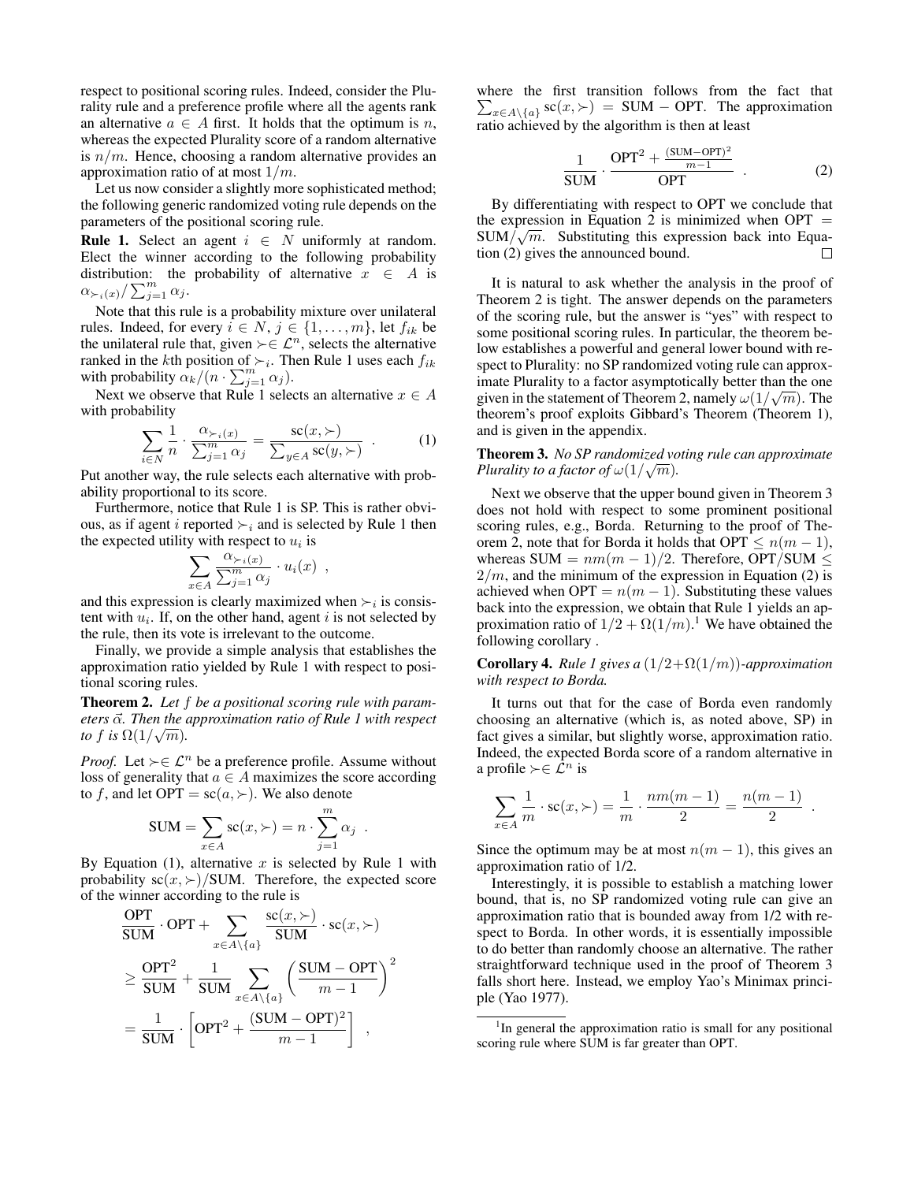respect to positional scoring rules. Indeed, consider the Plurality rule and a preference profile where all the agents rank an alternative $a \in A$ first. It holds that the optimum is $n$, whereas the expected Plurality score of a random alternative is $n/m$. Hence, choosing a random alternative provides an approximation ratio of at most $1/m$.

Let us now consider a slightly more sophisticated method; the following generic randomized voting rule depends on the parameters of the positional scoring rule.

**Rule 1.** Select an agent $i \in N$ uniformly at random. Elect the winner according to the following probability distribution: the probability of alternative $x \in A$ is $\alpha_{\succ_i(x)} / \sum_{j=1}^{m} \alpha_j$.

Note that this rule is a probability mixture over unilateral rules. Indeed, for every $i \in N$, $j \in \{1, \ldots, m\}$, let $f_{ik}$ be the unilateral rule that, given $\succ \in \mathcal{L}^n$, selects the alternative ranked in the $k$th position of $\succ_i$. Then Rule 1 uses each $f_{ik}$ with probability $\alpha_k / (n \cdot \sum_{j=1}^{m} \alpha_j)$.

Next we observe that Rule 1 selects an alternative $x \in A$ with probability

$$\sum_{i \in N} \frac{1}{n} \cdot \frac{\alpha_{\succ_i(x)}}{\sum_{j=1}^{m} \alpha_j} = \frac{\mathrm{sc}(x, \succ)}{\sum_{y \in A} \mathrm{sc}(y, \succ)} \quad . \tag{1}$$

Put another way, the rule selects each alternative with probability proportional to its score.

Furthermore, notice that Rule 1 is SP. This is rather obvious, as if agent $i$ reported $\succ_i$ and is selected by Rule 1 then the expected utility with respect to $u_i$ is

$$\sum_{x \in A} \frac{\alpha_{\succ_i(x)}}{\sum_{j=1}^{m} \alpha_j} \cdot u_i(x) \ ,$$

and this expression is clearly maximized when $\succ_i$ is consistent with $u_i$. If, on the other hand, agent $i$ is not selected by the rule, then its vote is irrelevant to the outcome.

Finally, we provide a simple analysis that establishes the approximation ratio yielded by Rule 1 with respect to positional scoring rules.

**Theorem 2.** *Let $f$ be a positional scoring rule with parameters $\vec{\alpha}$. Then the approximation ratio of Rule 1 with respect to $f$ is $\Omega(1/\sqrt{m})$.*

*Proof.* Let $\succ \in \mathcal{L}^n$ be a preference profile. Assume without loss of generality that $a \in A$ maximizes the score according to $f$, and let $\mathrm{OPT} = \mathrm{sc}(a, \succ)$. We also denote

$$\mathrm{SUM} = \sum_{x \in A} \mathrm{sc}(x, \succ) = n \cdot \sum_{j=1}^{m} \alpha_j \ .$$

By Equation (1), alternative $x$ is selected by Rule 1 with probability $\mathrm{sc}(x, \succ)/\mathrm{SUM}$. Therefore, the expected score of the winner according to the rule is

$$\begin{aligned}
&\frac{\mathrm{OPT}}{\mathrm{SUM}} \cdot \mathrm{OPT} + \sum_{x \in A \setminus \{a\}} \frac{\mathrm{sc}(x, \succ)}{\mathrm{SUM}} \cdot \mathrm{sc}(x, \succ) \\
&\geq \frac{\mathrm{OPT}^2}{\mathrm{SUM}} + \frac{1}{\mathrm{SUM}} \sum_{x \in A \setminus \{a\}} \left( \frac{\mathrm{SUM} - \mathrm{OPT}}{m-1} \right)^2 \\
&= \frac{1}{\mathrm{SUM}} \cdot \left[ \mathrm{OPT}^2 + \frac{(\mathrm{SUM} - \mathrm{OPT})^2}{m-1} \right] \ ,
\end{aligned}$$

where the first transition follows from the fact that $\sum_{x \in A \setminus \{a\}} \mathrm{sc}(x, \succ) = \mathrm{SUM} - \mathrm{OPT}$. The approximation ratio achieved by the algorithm is then at least

$$\frac{1}{\mathrm{SUM}} \cdot \frac{\mathrm{OPT}^2 + \frac{(\mathrm{SUM}-\mathrm{OPT})^2}{m-1}}{\mathrm{OPT}} \quad . \tag{2}$$

By differentiating with respect to OPT we conclude that the expression in Equation 2 is minimized when $\mathrm{OPT} = \mathrm{SUM}/\sqrt{m}$. Substituting this expression back into Equation (2) gives the announced bound. ∎

It is natural to ask whether the analysis in the proof of Theorem 2 is tight. The answer depends on the parameters of the scoring rule, but the answer is "yes" with respect to some positional scoring rules. In particular, the theorem below establishes a powerful and general lower bound with respect to Plurality: no SP randomized voting rule can approximate Plurality to a factor asymptotically better than the one given in the statement of Theorem 2, namely $\omega(1/\sqrt{m})$. The theorem's proof exploits Gibbard's Theorem (Theorem 1), and is given in the appendix.

**Theorem 3.** *No SP randomized voting rule can approximate Plurality to a factor of $\omega(1/\sqrt{m})$.*

Next we observe that the upper bound given in Theorem 3 does not hold with respect to some prominent positional scoring rules, e.g., Borda. Returning to the proof of Theorem 2, note that for Borda it holds that $\mathrm{OPT} \leq n(m-1)$, whereas $\mathrm{SUM} = nm(m-1)/2$. Therefore, $\mathrm{OPT}/\mathrm{SUM} \leq 2/m$, and the minimum of the expression in Equation (2) is achieved when $\mathrm{OPT} = n(m-1)$. Substituting these values back into the expression, we obtain that Rule 1 yields an approximation ratio of $1/2 + \Omega(1/m)$.[1] We have obtained the following corollary .

**Corollary 4.** *Rule 1 gives a $(1/2+\Omega(1/m))$-approximation with respect to Borda.*

It turns out that for the case of Borda even randomly choosing an alternative (which is, as noted above, SP) in fact gives a similar, but slightly worse, approximation ratio. Indeed, the expected Borda score of a random alternative in a profile $\succ \in \mathcal{L}^n$ is

$$\sum_{x \in A} \frac{1}{m} \cdot \mathrm{sc}(x, \succ) = \frac{1}{m} \cdot \frac{nm(m-1)}{2} = \frac{n(m-1)}{2} \ .$$

Since the optimum may be at most $n(m-1)$, this gives an approximation ratio of 1/2.

Interestingly, it is possible to establish a matching lower bound, that is, no SP randomized voting rule can give an approximation ratio that is bounded away from 1/2 with respect to Borda. In other words, it is essentially impossible to do better than randomly choose an alternative. The rather straightforward technique used in the proof of Theorem 3 falls short here. Instead, we employ Yao's Minimax principle (Yao 1977).

[1] In general the approximation ratio is small for any positional scoring rule where SUM is far greater than OPT.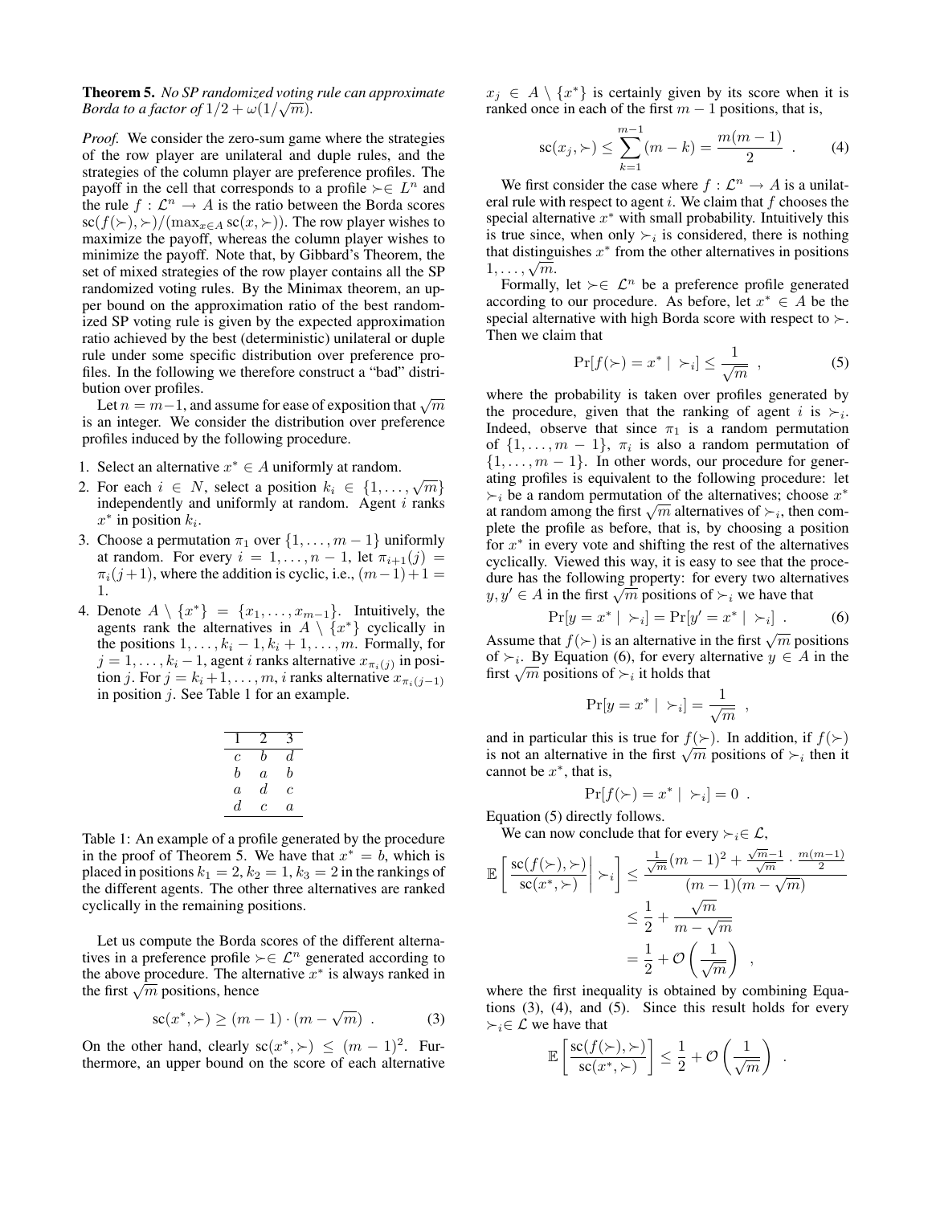**Theorem 5.** *No SP randomized voting rule can approximate Borda to a factor of $1/2 + \omega(1/\sqrt{m})$.*

*Proof.* We consider the zero-sum game where the strategies of the row player are unilateral and duple rules, and the strategies of the column player are preference profiles. The payoff in the cell that corresponds to a profile $\succ \in L^n$ and the rule $f : \mathcal{L}^n \to A$ is the ratio between the Borda scores $\text{sc}(f(\succ), \succ)/(\max_{x \in A} \text{sc}(x, \succ))$. The row player wishes to maximize the payoff, whereas the column player wishes to minimize the payoff. Note that, by Gibbard's Theorem, the set of mixed strategies of the row player contains all the SP randomized voting rules. By the Minimax theorem, an upper bound on the approximation ratio of the best randomized SP voting rule is given by the expected approximation ratio achieved by the best (deterministic) unilateral or duple rule under some specific distribution over preference profiles. In the following we therefore construct a "bad" distribution over profiles.

Let $n = m-1$, and assume for ease of exposition that $\sqrt{m}$ is an integer. We consider the distribution over preference profiles induced by the following procedure.

1. Select an alternative $x^* \in A$ uniformly at random.
2. For each $i \in N$, select a position $k_i \in \{1, \ldots, \sqrt{m}\}$ independently and uniformly at random. Agent $i$ ranks $x^*$ in position $k_i$.
3. Choose a permutation $\pi_1$ over $\{1, \ldots, m-1\}$ uniformly at random. For every $i = 1, \ldots, n-1$, let $\pi_{i+1}(j) = \pi_i(j+1)$, where the addition is cyclic, i.e., $(m-1)+1 = 1$.
4. Denote $A \setminus \{x^*\} = \{x_1, \ldots, x_{m-1}\}$. Intuitively, the agents rank the alternatives in $A \setminus \{x^*\}$ cyclically in the positions $1, \ldots, k_i - 1, k_i + 1, \ldots, m$. Formally, for $j = 1, \ldots, k_i - 1$, agent $i$ ranks alternative $x_{\pi_i(j)}$ in position $j$. For $j = k_i + 1, \ldots, m$, $i$ ranks alternative $x_{\pi_i(j-1)}$ in position $j$. See Table 1 for an example.

| 1 | 2 | 3 |
|---|---|---|
| $c$ | $b$ | $d$ |
| $b$ | $a$ | $b$ |
| $a$ | $d$ | $c$ |
| $d$ | $c$ | $a$ |

Table 1: An example of a profile generated by the procedure in the proof of Theorem 5. We have that $x^* = b$, which is placed in positions $k_1 = 2, k_2 = 1, k_3 = 2$ in the rankings of the different agents. The other three alternatives are ranked cyclically in the remaining positions.

Let us compute the Borda scores of the different alternatives in a preference profile $\succ \in \mathcal{L}^n$ generated according to the above procedure. The alternative $x^*$ is always ranked in the first $\sqrt{m}$ positions, hence

$$\text{sc}(x^*, \succ) \geq (m-1) \cdot (m - \sqrt{m}) \ . \tag{3}$$

On the other hand, clearly $\text{sc}(x^*, \succ) \leq (m-1)^2$. Furthermore, an upper bound on the score of each alternative $x_j \in A \setminus \{x^*\}$ is certainly given by its score when it is ranked once in each of the first $m-1$ positions, that is,

$$\text{sc}(x_j, \succ) \leq \sum_{k=1}^{m-1} (m-k) = \frac{m(m-1)}{2} \ . \tag{4}$$

We first consider the case where $f : \mathcal{L}^n \to A$ is a unilateral rule with respect to agent $i$. We claim that $f$ chooses the special alternative $x^*$ with small probability. Intuitively this is true since, when only $\succ_i$ is considered, there is nothing that distinguishes $x^*$ from the other alternatives in positions $1, \ldots, \sqrt{m}$.

Formally, let $\succ \in \mathcal{L}^n$ be a preference profile generated according to our procedure. As before, let $x^* \in A$ be the special alternative with high Borda score with respect to $\succ$. Then we claim that

$$\Pr[f(\succ) = x^* \mid \succ_i] \leq \frac{1}{\sqrt{m}} \ , \tag{5}$$

where the probability is taken over profiles generated by the procedure, given that the ranking of agent $i$ is $\succ_i$. Indeed, observe that since $\pi_1$ is a random permutation of $\{1, \ldots, m-1\}$, $\pi_i$ is also a random permutation of $\{1, \ldots, m-1\}$. In other words, our procedure for generating profiles is equivalent to the following procedure: let $\succ_i$ be a random permutation of the alternatives; choose $x^*$ at random among the first $\sqrt{m}$ alternatives of $\succ_i$, then complete the profile as before, that is, by choosing a position for $x^*$ in every vote and shifting the rest of the alternatives cyclically. Viewed this way, it is easy to see that the procedure has the following property: for every two alternatives $y, y' \in A$ in the first $\sqrt{m}$ positions of $\succ_i$ we have that

$$\Pr[y = x^* \mid \succ_i] = \Pr[y' = x^* \mid \succ_i] \ . \tag{6}$$

Assume that $f(\succ)$ is an alternative in the first $\sqrt{m}$ positions of $\succ_i$. By Equation (6), for every alternative $y \in A$ in the first $\sqrt{m}$ positions of $\succ_i$ it holds that

$$\Pr[y = x^* \mid \succ_i] = \frac{1}{\sqrt{m}} \ ,$$

and in particular this is true for $f(\succ)$. In addition, if $f(\succ)$ is not an alternative in the first $\sqrt{m}$ positions of $\succ_i$ then it cannot be $x^*$, that is,

$$\Pr[f(\succ) = x^* \mid \succ_i] = 0 \ .$$

Equation (5) directly follows.

We can now conclude that for every $\succ_i \in \mathcal{L}$,

$$\begin{aligned}
\mathbb{E}\left[ \frac{\text{sc}(f(\succ), \succ)}{\text{sc}(x^*, \succ)} \,\middle|\, \succ_i \right] &\leq \frac{\frac{1}{\sqrt{m}}(m-1)^2 + \frac{\sqrt{m}-1}{\sqrt{m}} \cdot \frac{m(m-1)}{2}}{(m-1)(m-\sqrt{m})} \\
&\leq \frac{1}{2} + \frac{\sqrt{m}}{m - \sqrt{m}} \\
&= \frac{1}{2} + \mathcal{O}\left(\frac{1}{\sqrt{m}}\right) \ ,
\end{aligned}$$

where the first inequality is obtained by combining Equations (3), (4), and (5). Since this result holds for every $\succ_i \in \mathcal{L}$ we have that

$$\mathbb{E}\left[ \frac{\text{sc}(f(\succ), \succ)}{\text{sc}(x^*, \succ)} \right] \leq \frac{1}{2} + \mathcal{O}\left(\frac{1}{\sqrt{m}}\right) \ .$$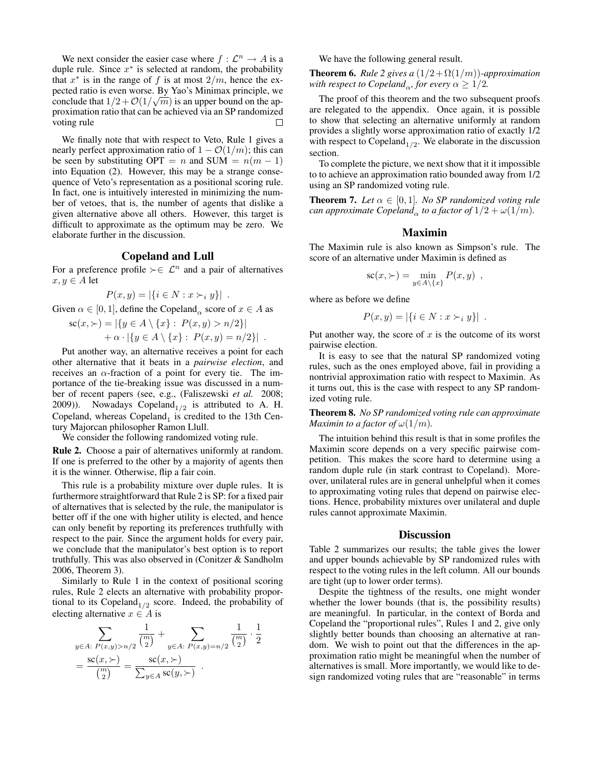We next consider the easier case where $f : \mathcal{L}^n \to A$ is a duple rule. Since $x^*$ is selected at random, the probability that $x^*$ is in the range of $f$ is at most $2/m$, hence the expected ratio is even worse. By Yao's Minimax principle, we conclude that $1/2 + \mathcal{O}(1/\sqrt{m})$ is an upper bound on the approximation ratio that can be achieved via an SP randomized voting rule □

We finally note that with respect to Veto, Rule 1 gives a nearly perfect approximation ratio of $1 - \mathcal{O}(1/m)$; this can be seen by substituting OPT $= n$ and SUM $= n(m-1)$ into Equation (2). However, this may be a strange consequence of Veto's representation as a positional scoring rule. In fact, one is intuitively interested in minimizing the number of vetoes, that is, the number of agents that dislike a given alternative above all others. However, this target is difficult to approximate as the optimum may be zero. We elaborate further in the discussion.

## Copeland and Lull

For a preference profile $\succ \in \mathcal{L}^n$ and a pair of alternatives $x, y \in A$ let

$$P(x,y) = |\{i \in N : x \succ_i y\}| \ .$$

Given $\alpha \in [0,1]$, define the Copeland$_\alpha$ score of $x \in A$ as

$$\begin{aligned}\mathrm{sc}(x,\succ) = &|\{y \in A \setminus \{x\} :\ P(x,y) > n/2\}| \\ &+ \alpha \cdot |\{y \in A \setminus \{x\} :\ P(x,y) = n/2\}| \ .\end{aligned}$$

Put another way, an alternative receives a point for each other alternative that it beats in a *pairwise election*, and receives an $\alpha$-fraction of a point for every tie. The importance of the tie-breaking issue was discussed in a number of recent papers (see, e.g., (Faliszewski *et al.* 2008; 2009)). Nowadays Copeland$_{1/2}$ is attributed to A. H. Copeland, whereas Copeland$_1$ is credited to the 13th Century Majorcan philosopher Ramon Llull.

We consider the following randomized voting rule.

**Rule 2.** Choose a pair of alternatives uniformly at random. If one is preferred to the other by a majority of agents then it is the winner. Otherwise, flip a fair coin.

This rule is a probability mixture over duple rules. It is furthermore straightforward that Rule 2 is SP: for a fixed pair of alternatives that is selected by the rule, the manipulator is better off if the one with higher utility is elected, and hence can only benefit by reporting its preferences truthfully with respect to the pair. Since the argument holds for every pair, we conclude that the manipulator's best option is to report truthfully. This was also observed in (Conitzer & Sandholm 2006, Theorem 3).

Similarly to Rule 1 in the context of positional scoring rules, Rule 2 elects an alternative with probability proportional to its Copeland$_{1/2}$ score. Indeed, the probability of electing alternative $x \in A$ is

$$\begin{aligned}&\sum_{y \in A:\ P(x,y) > n/2} \frac{1}{\binom{m}{2}} + \sum_{y \in A:\ P(x,y) = n/2} \frac{1}{\binom{m}{2}} \cdot \frac{1}{2} \\ &= \frac{\mathrm{sc}(x,\succ)}{\binom{m}{2}} = \frac{\mathrm{sc}(x,\succ)}{\sum_{y \in A} \mathrm{sc}(y,\succ)} \ .\end{aligned}$$

We have the following general result.

**Theorem 6.** *Rule 2 gives a $(1/2 + \Omega(1/m))$-approximation with respect to Copeland$_\alpha$, for every $\alpha \geq 1/2$.*

The proof of this theorem and the two subsequent proofs are relegated to the appendix. Once again, it is possible to show that selecting an alternative uniformly at random provides a slightly worse approximation ratio of exactly 1/2 with respect to Copeland$_{1/2}$. We elaborate in the discussion section.

To complete the picture, we next show that it it impossible to to achieve an approximation ratio bounded away from 1/2 using an SP randomized voting rule.

**Theorem 7.** *Let $\alpha \in [0,1]$. No SP randomized voting rule can approximate Copeland$_\alpha$ to a factor of $1/2 + \omega(1/m)$.*

## Maximin

The Maximin rule is also known as Simpson's rule. The score of an alternative under Maximin is defined as

$$\mathrm{sc}(x,\succ) = \min_{y \in A \setminus \{x\}} P(x,y) \ ,$$

where as before we define

$$P(x,y) = |\{i \in N : x \succ_i y\}| \ .$$

Put another way, the score of $x$ is the outcome of its worst pairwise election.

It is easy to see that the natural SP randomized voting rules, such as the ones employed above, fail in providing a nontrivial approximation ratio with respect to Maximin. As it turns out, this is the case with respect to any SP randomized voting rule.

**Theorem 8.** *No SP randomized voting rule can approximate Maximin to a factor of $\omega(1/m)$.*

The intuition behind this result is that in some profiles the Maximin score depends on a very specific pairwise competition. This makes the score hard to determine using a random duple rule (in stark contrast to Copeland). Moreover, unilateral rules are in general unhelpful when it comes to approximating voting rules that depend on pairwise elections. Hence, probability mixtures over unilateral and duple rules cannot approximate Maximin.

## Discussion

Table 2 summarizes our results; the table gives the lower and upper bounds achievable by SP randomized rules with respect to the voting rules in the left column. All our bounds are tight (up to lower order terms).

Despite the tightness of the results, one might wonder whether the lower bounds (that is, the possibility results) are meaningful. In particular, in the context of Borda and Copeland the "proportional rules", Rules 1 and 2, give only slightly better bounds than choosing an alternative at random. We wish to point out that the differences in the approximation ratio might be meaningful when the number of alternatives is small. More importantly, we would like to design randomized voting rules that are "reasonable" in terms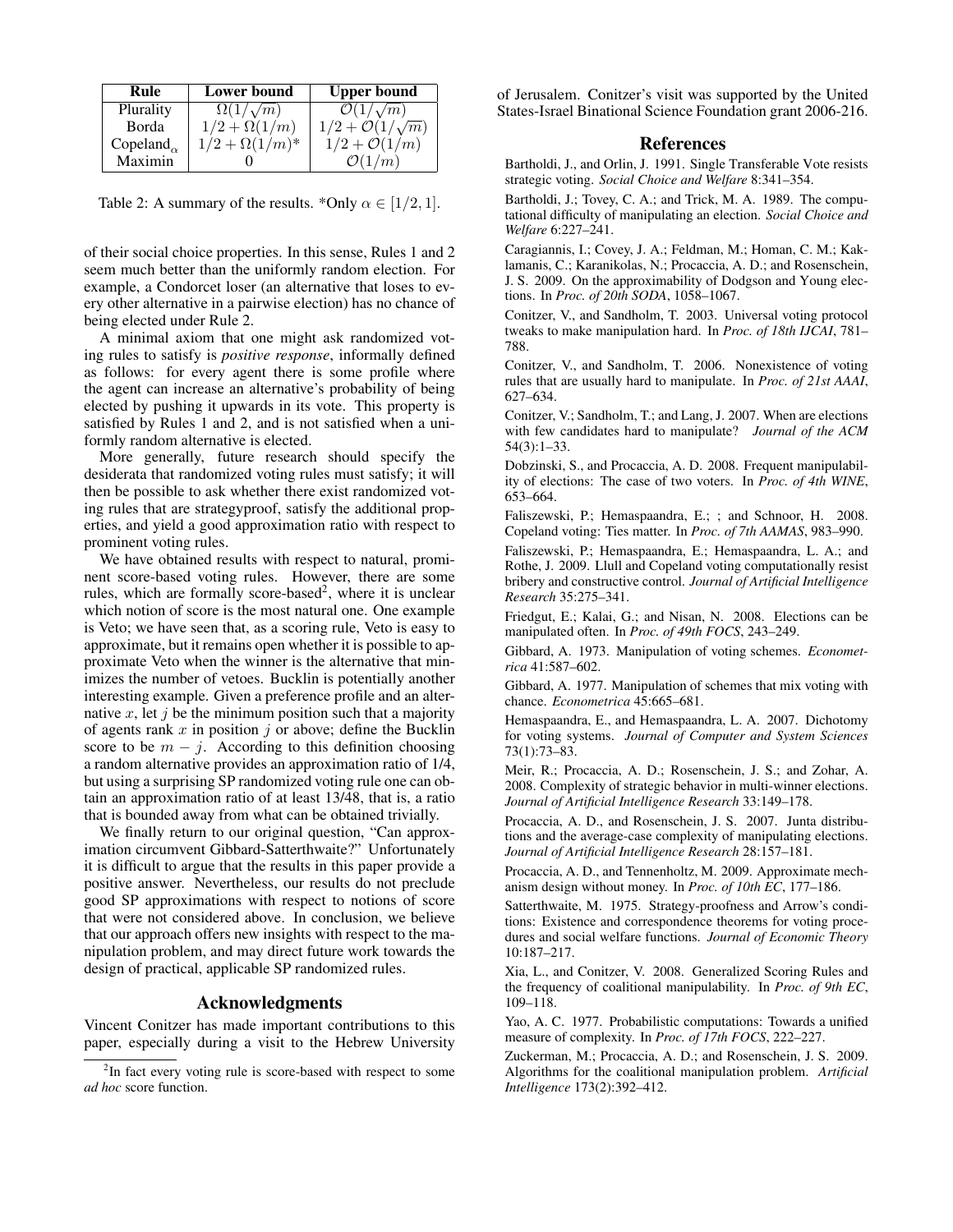| Rule | Lower bound | Upper bound |
|---|---|---|
| Plurality | $\Omega(1/\sqrt{m})$ | $\mathcal{O}(1/\sqrt{m})$ |
| Borda | $1/2 + \Omega(1/m)$ | $1/2 + \mathcal{O}(1/\sqrt{m})$ |
| Copeland$_\alpha$ | $1/2 + \Omega(1/m)$* | $1/2 + \mathcal{O}(1/m)$ |
| Maximin | 0 | $\mathcal{O}(1/m)$ |

Table 2: A summary of the results. *Only $\alpha \in [1/2, 1]$.

of their social choice properties. In this sense, Rules 1 and 2 seem much better than the uniformly random election. For example, a Condorcet loser (an alternative that loses to every other alternative in a pairwise election) has no chance of being elected under Rule 2.

A minimal axiom that one might ask randomized voting rules to satisfy is *positive response*, informally defined as follows: for every agent there is some profile where the agent can increase an alternative's probability of being elected by pushing it upwards in its vote. This property is satisfied by Rules 1 and 2, and is not satisfied when a uniformly random alternative is elected.

More generally, future research should specify the desiderata that randomized voting rules must satisfy; it will then be possible to ask whether there exist randomized voting rules that are strategyproof, satisfy the additional properties, and yield a good approximation ratio with respect to prominent voting rules.

We have obtained results with respect to natural, prominent score-based voting rules. However, there are some rules, which are formally score-based[2], where it is unclear which notion of score is the most natural one. One example is Veto; we have seen that, as a scoring rule, Veto is easy to approximate, but it remains open whether it is possible to approximate Veto when the winner is the alternative that minimizes the number of vetoes. Bucklin is potentially another interesting example. Given a preference profile and an alternative $x$, let $j$ be the minimum position such that a majority of agents rank $x$ in position $j$ or above; define the Bucklin score to be $m - j$. According to this definition choosing a random alternative provides an approximation ratio of 1/4, but using a surprising SP randomized voting rule one can obtain an approximation ratio of at least 13/48, that is, a ratio that is bounded away from what can be obtained trivially.

We finally return to our original question, "Can approximation circumvent Gibbard-Satterthwaite?" Unfortunately it is difficult to argue that the results in this paper provide a positive answer. Nevertheless, our results do not preclude good SP approximations with respect to notions of score that were not considered above. In conclusion, we believe that our approach offers new insights with respect to the manipulation problem, and may direct future work towards the design of practical, applicable SP randomized rules.

## Acknowledgments

Vincent Conitzer has made important contributions to this paper, especially during a visit to the Hebrew University of Jerusalem. Conitzer's visit was supported by the United States-Israel Binational Science Foundation grant 2006-216.

[2] In fact every voting rule is score-based with respect to some *ad hoc* score function.

## References

Bartholdi, J., and Orlin, J. 1991. Single Transferable Vote resists strategic voting. *Social Choice and Welfare* 8:341–354.

Bartholdi, J.; Tovey, C. A.; and Trick, M. A. 1989. The computational difficulty of manipulating an election. *Social Choice and Welfare* 6:227–241.

Caragiannis, I.; Covey, J. A.; Feldman, M.; Homan, C. M.; Kaklamanis, C.; Karanikolas, N.; Procaccia, A. D.; and Rosenschein, J. S. 2009. On the approximability of Dodgson and Young elections. In *Proc. of 20th SODA*, 1058–1067.

Conitzer, V., and Sandholm, T. 2003. Universal voting protocol tweaks to make manipulation hard. In *Proc. of 18th IJCAI*, 781–788.

Conitzer, V., and Sandholm, T. 2006. Nonexistence of voting rules that are usually hard to manipulate. In *Proc. of 21st AAAI*, 627–634.

Conitzer, V.; Sandholm, T.; and Lang, J. 2007. When are elections with few candidates hard to manipulate? *Journal of the ACM* 54(3):1–33.

Dobzinski, S., and Procaccia, A. D. 2008. Frequent manipulability of elections: The case of two voters. In *Proc. of 4th WINE*, 653–664.

Faliszewski, P.; Hemaspaandra, E.; ; and Schnoor, H. 2008. Copeland voting: Ties matter. In *Proc. of 7th AAMAS*, 983–990.

Faliszewski, P.; Hemaspaandra, E.; Hemaspaandra, L. A.; and Rothe, J. 2009. Llull and Copeland voting computationally resist bribery and constructive control. *Journal of Artificial Intelligence Research* 35:275–341.

Friedgut, E.; Kalai, G.; and Nisan, N. 2008. Elections can be manipulated often. In *Proc. of 49th FOCS*, 243–249.

Gibbard, A. 1973. Manipulation of voting schemes. *Econometrica* 41:587–602.

Gibbard, A. 1977. Manipulation of schemes that mix voting with chance. *Econometrica* 45:665–681.

Hemaspaandra, E., and Hemaspaandra, L. A. 2007. Dichotomy for voting systems. *Journal of Computer and System Sciences* 73(1):73–83.

Meir, R.; Procaccia, A. D.; Rosenschein, J. S.; and Zohar, A. 2008. Complexity of strategic behavior in multi-winner elections. *Journal of Artificial Intelligence Research* 33:149–178.

Procaccia, A. D., and Rosenschein, J. S. 2007. Junta distributions and the average-case complexity of manipulating elections. *Journal of Artificial Intelligence Research* 28:157–181.

Procaccia, A. D., and Tennenholtz, M. 2009. Approximate mechanism design without money. In *Proc. of 10th EC*, 177–186.

Satterthwaite, M. 1975. Strategy-proofness and Arrow's conditions: Existence and correspondence theorems for voting procedures and social welfare functions. *Journal of Economic Theory* 10:187–217.

Xia, L., and Conitzer, V. 2008. Generalized Scoring Rules and the frequency of coalitional manipulability. In *Proc. of 9th EC*, 109–118.

Yao, A. C. 1977. Probabilistic computations: Towards a unified measure of complexity. In *Proc. of 17th FOCS*, 222–227.

Zuckerman, M.; Procaccia, A. D.; and Rosenschein, J. S. 2009. Algorithms for the coalitional manipulation problem. *Artificial Intelligence* 173(2):392–412.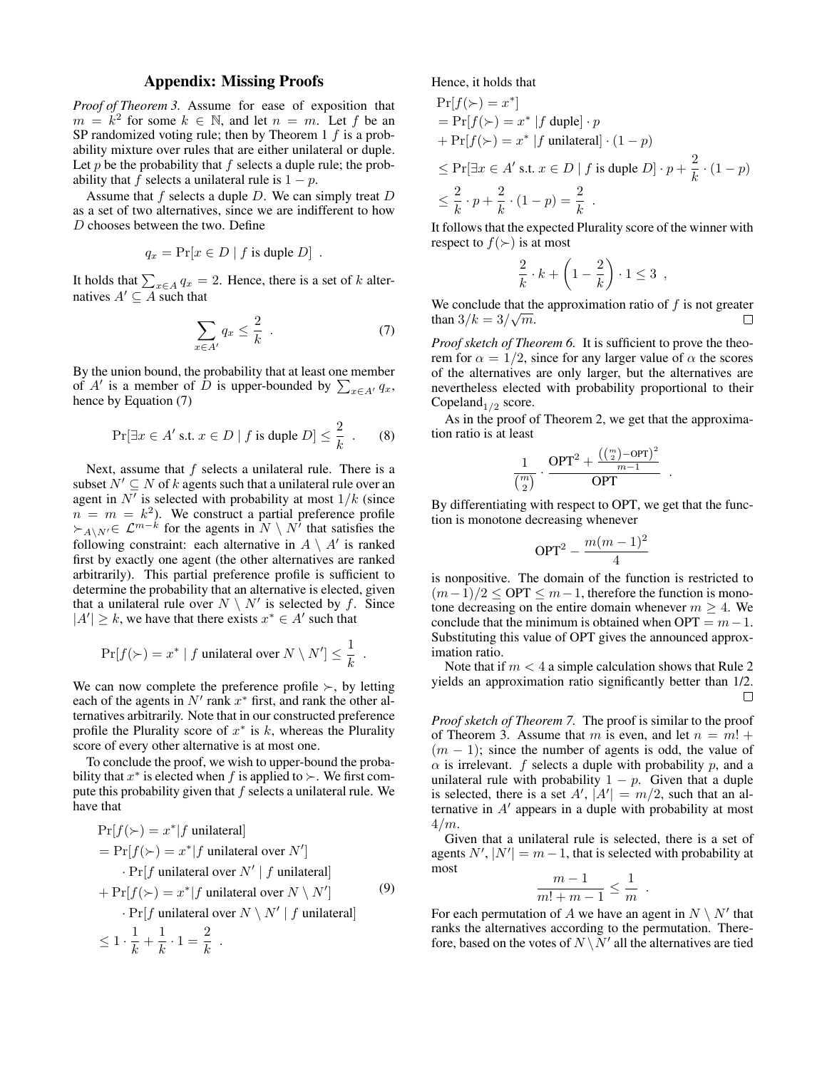## Appendix: Missing Proofs

*Proof of Theorem 3.* Assume for ease of exposition that $m = k^2$ for some $k \in \mathbb{N}$, and let $n = m$. Let $f$ be an SP randomized voting rule; then by Theorem 1 $f$ is a probability mixture over rules that are either unilateral or duple. Let $p$ be the probability that $f$ selects a duple rule; the probability that $f$ selects a unilateral rule is $1-p$.

Assume that $f$ selects a duple $D$. We can simply treat $D$ as a set of two alternatives, since we are indifferent to how $D$ chooses between the two. Define

$$q_x = \Pr[x \in D \mid f \text{ is duple } D] \ .$$

It holds that $\sum_{x \in A} q_x = 2$. Hence, there is a set of $k$ alternatives $A' \subseteq A$ such that

$$\sum_{x \in A'} q_x \leq \frac{2}{k} \ . \tag{7}$$

By the union bound, the probability that at least one member of $A'$ is a member of $D$ is upper-bounded by $\sum_{x \in A'} q_x$, hence by Equation (7)

$$\Pr[\exists x \in A' \text{ s.t. } x \in D \mid f \text{ is duple } D] \leq \frac{2}{k} \ . \tag{8}$$

Next, assume that $f$ selects a unilateral rule. There is a subset $N' \subseteq N$ of $k$ agents such that a unilateral rule over an agent in $N'$ is selected with probability at most $1/k$ (since $n = m = k^2$). We construct a partial preference profile $\succ_{A \setminus N'} \in \mathcal{L}^{m-k}$ for the agents in $N \setminus N'$ that satisfies the following constraint: each alternative in $A \setminus A'$ is ranked first by exactly one agent (the other alternatives are ranked arbitrarily). This partial preference profile is sufficient to determine the probability that an alternative is elected, given that a unilateral rule over $N \setminus N'$ is selected by $f$. Since $|A'| \geq k$, we have that there exists $x^* \in A'$ such that

$$\Pr[f(\succ) = x^* \mid f \text{ unilateral over } N \setminus N'] \leq \frac{1}{k} \ .$$

We can now complete the preference profile $\succ$, by letting each of the agents in $N'$ rank $x^*$ first, and rank the other alternatives arbitrarily. Note that in our constructed preference profile the Plurality score of $x^*$ is $k$, whereas the Plurality score of every other alternative is at most one.

To conclude the proof, we wish to upper-bound the probability that $x^*$ is elected when $f$ is applied to $\succ$. We first compute this probability given that $f$ selects a unilateral rule. We have that

$$\begin{aligned}
&\Pr[f(\succ) = x^* | f \text{ unilateral}] \\
&= \Pr[f(\succ) = x^* | f \text{ unilateral over } N'] \\
&\quad \cdot \Pr[f \text{ unilateral over } N' \mid f \text{ unilateral}] \\
&+ \Pr[f(\succ) = x^* | f \text{ unilateral over } N \setminus N'] \\
&\quad \cdot \Pr[f \text{ unilateral over } N \setminus N' \mid f \text{ unilateral}] \\
&\leq 1 \cdot \frac{1}{k} + \frac{1}{k} \cdot 1 = \frac{2}{k} \ .
\end{aligned} \tag{9}$$

Hence, it holds that

$$\begin{aligned}
&\Pr[f(\succ) = x^*] \\
&= \Pr[f(\succ) = x^* \mid f \text{ duple}] \cdot p \\
&+ \Pr[f(\succ) = x^* \mid f \text{ unilateral}] \cdot (1-p) \\
&\leq \Pr[\exists x \in A' \text{ s.t. } x \in D \mid f \text{ is duple } D] \cdot p + \frac{2}{k} \cdot (1-p) \\
&\leq \frac{2}{k} \cdot p + \frac{2}{k} \cdot (1-p) = \frac{2}{k} \ .
\end{aligned}$$

It follows that the expected Plurality score of the winner with respect to $f(\succ)$ is at most

$$\frac{2}{k} \cdot k + \left(1 - \frac{2}{k}\right) \cdot 1 \leq 3 \ ,$$

We conclude that the approximation ratio of $f$ is not greater than $3/k = 3/\sqrt{m}$. □

*Proof sketch of Theorem 6.* It is sufficient to prove the theorem for $\alpha = 1/2$, since for any larger value of $\alpha$ the scores of the alternatives are only larger, but the alternatives are nevertheless elected with probability proportional to their Copeland$_{1/2}$ score.

As in the proof of Theorem 2, we get that the approximation ratio is at least

$$\frac{1}{\binom{m}{2}} \cdot \frac{\text{OPT}^2 + \frac{\left(\binom{m}{2} - \text{OPT}\right)^2}{m-1}}{\text{OPT}} \ .$$

By differentiating with respect to OPT, we get that the function is monotone decreasing whenever

$$\text{OPT}^2 - \frac{m(m-1)^2}{4}$$

is nonpositive. The domain of the function is restricted to $(m-1)/2 \leq \text{OPT} \leq m-1$, therefore the function is monotone decreasing on the entire domain whenever $m \geq 4$. We conclude that the minimum is obtained when $\text{OPT} = m-1$. Substituting this value of OPT gives the announced approximation ratio.

Note that if $m < 4$ a simple calculation shows that Rule 2 yields an approximation ratio significantly better than 1/2. □

*Proof sketch of Theorem 7.* The proof is similar to the proof of Theorem 3. Assume that $m$ is even, and let $n = m! + (m-1)$; since the number of agents is odd, the value of $\alpha$ is irrelevant. $f$ selects a duple with probability $p$, and a unilateral rule with probability $1-p$. Given that a duple is selected, there is a set $A'$, $|A'| = m/2$, such that an alternative in $A'$ appears in a duple with probability at most $4/m$.

Given that a unilateral rule is selected, there is a set of agents $N'$, $|N'| = m-1$, that is selected with probability at most

$$\frac{m-1}{m! + m - 1} \leq \frac{1}{m} \ .$$

For each permutation of $A$ we have an agent in $N \setminus N'$ that ranks the alternatives according to the permutation. Therefore, based on the votes of $N \setminus N'$ all the alternatives are tied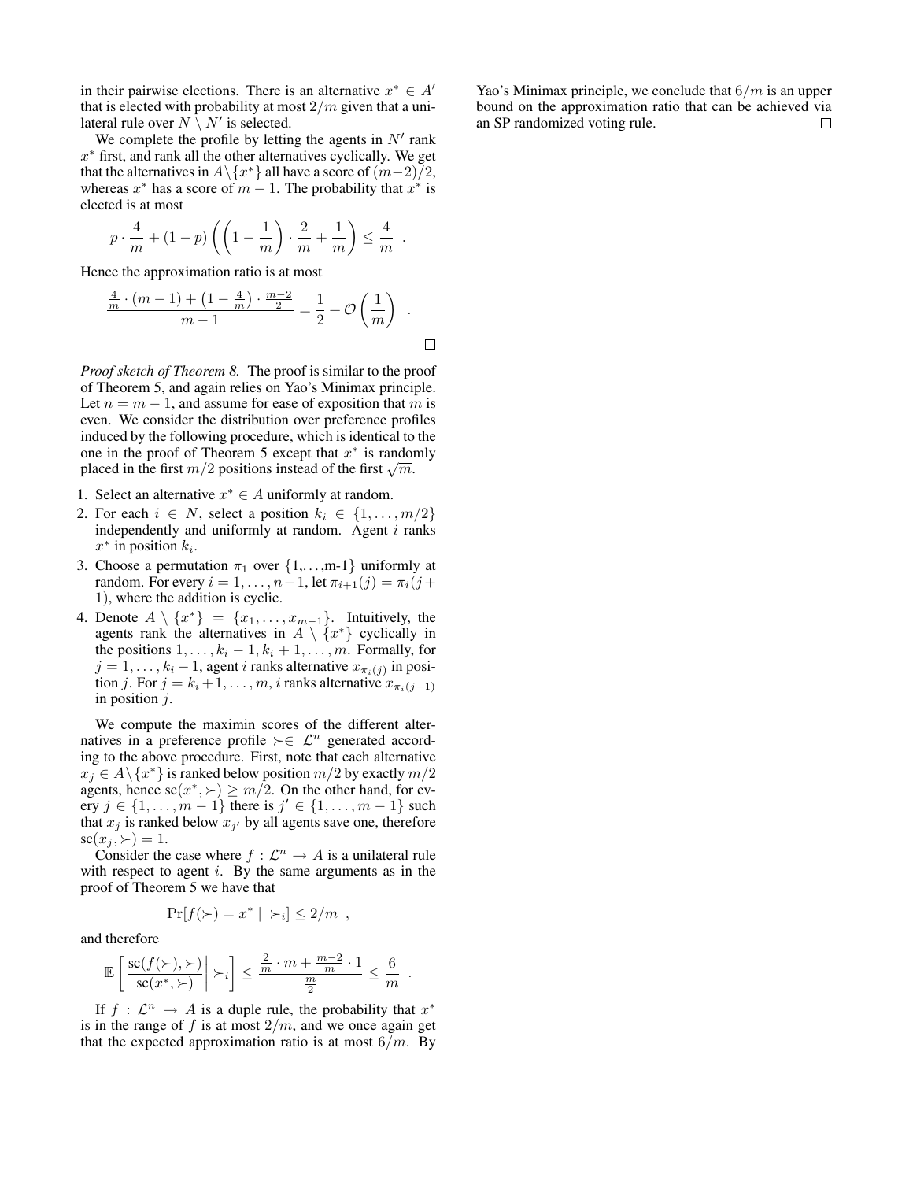in their pairwise elections. There is an alternative $x^* \in A'$ that is elected with probability at most $2/m$ given that a unilateral rule over $N \setminus N'$ is selected.

We complete the profile by letting the agents in $N'$ rank $x^*$ first, and rank all the other alternatives cyclically. We get that the alternatives in $A \setminus \{x^*\}$ all have a score of $(m-2)/2$, whereas $x^*$ has a score of $m-1$. The probability that $x^*$ is elected is at most

$$p \cdot \frac{4}{m} + (1-p)\left(\left(1 - \frac{1}{m}\right) \cdot \frac{2}{m} + \frac{1}{m}\right) \leq \frac{4}{m} \ .$$

Hence the approximation ratio is at most

$$\frac{\frac{4}{m} \cdot (m-1) + \left(1 - \frac{4}{m}\right) \cdot \frac{m-2}{2}}{m-1} = \frac{1}{2} + \mathcal{O}\left(\frac{1}{m}\right) \ .$$

□

*Proof sketch of Theorem 8.* The proof is similar to the proof of Theorem 5, and again relies on Yao's Minimax principle. Let $n = m - 1$, and assume for ease of exposition that $m$ is even. We consider the distribution over preference profiles induced by the following procedure, which is identical to the one in the proof of Theorem 5 except that $x^*$ is randomly placed in the first $m/2$ positions instead of the first $\sqrt{m}$.

1. Select an alternative $x^* \in A$ uniformly at random.
2. For each $i \in N$, select a position $k_i \in \{1, \ldots, m/2\}$ independently and uniformly at random. Agent $i$ ranks $x^*$ in position $k_i$.
3. Choose a permutation $\pi_1$ over $\{1, \ldots, m-1\}$ uniformly at random. For every $i = 1, \ldots, n-1$, let $\pi_{i+1}(j) = \pi_i(j+1)$, where the addition is cyclic.
4. Denote $A \setminus \{x^*\} = \{x_1, \ldots, x_{m-1}\}$. Intuitively, the agents rank the alternatives in $A \setminus \{x^*\}$ cyclically in the positions $1, \ldots, k_i - 1, k_i + 1, \ldots, m$. Formally, for $j = 1, \ldots, k_i - 1$, agent $i$ ranks alternative $x_{\pi_i(j)}$ in position $j$. For $j = k_i + 1, \ldots, m$, $i$ ranks alternative $x_{\pi_i(j-1)}$ in position $j$.

We compute the maximin scores of the different alternatives in a preference profile $\succ \in \mathcal{L}^n$ generated according to the above procedure. First, note that each alternative $x_j \in A \setminus \{x^*\}$ is ranked below position $m/2$ by exactly $m/2$ agents, hence $\text{sc}(x^*, \succ) \geq m/2$. On the other hand, for every $j \in \{1, \ldots, m-1\}$ there is $j' \in \{1, \ldots, m-1\}$ such that $x_j$ is ranked below $x_{j'}$ by all agents save one, therefore $\text{sc}(x_j, \succ) = 1$.

Consider the case where $f : \mathcal{L}^n \to A$ is a unilateral rule with respect to agent $i$. By the same arguments as in the proof of Theorem 5 we have that

$$\Pr[f(\succ) = x^* \mid \succ_i] \leq 2/m \ ,$$

and therefore

$$\mathbb{E}\left[\left. \frac{\text{sc}(f(\succ), \succ)}{\text{sc}(x^*, \succ)} \right| \succ_i\right] \leq \frac{\frac{2}{m} \cdot m + \frac{m-2}{m} \cdot 1}{\frac{m}{2}} \leq \frac{6}{m} \ .$$

If $f : \mathcal{L}^n \to A$ is a duple rule, the probability that $x^*$ is in the range of $f$ is at most $2/m$, and we once again get that the expected approximation ratio is at most $6/m$. By Yao's Minimax principle, we conclude that $6/m$ is an upper bound on the approximation ratio that can be achieved via an SP randomized voting rule. □